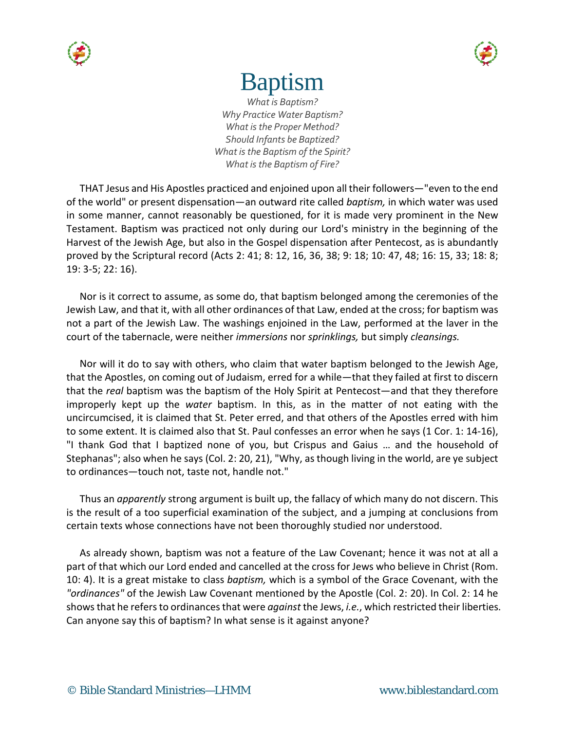# Baptism

*What is Baptism?*
*Why Practice Water Baptism?*
*What is the Proper Method?*
*Should Infants be Baptized?*
*What is the Baptism of the Spirit?*
*What is the Baptism of Fire?*

THAT Jesus and His Apostles practiced and enjoined upon all their followers—"even to the end of the world" or present dispensation—an outward rite called *baptism,* in which water was used in some manner, cannot reasonably be questioned, for it is made very prominent in the New Testament. Baptism was practiced not only during our Lord's ministry in the beginning of the Harvest of the Jewish Age, but also in the Gospel dispensation after Pentecost, as is abundantly proved by the Scriptural record (Acts 2: 41; 8: 12, 16, 36, 38; 9: 18; 10: 47, 48; 16: 15, 33; 18: 8; 19: 3-5; 22: 16).

Nor is it correct to assume, as some do, that baptism belonged among the ceremonies of the Jewish Law, and that it, with all other ordinances of that Law, ended at the cross; for baptism was not a part of the Jewish Law. The washings enjoined in the Law, performed at the laver in the court of the tabernacle, were neither *immersions* nor *sprinklings,* but simply *cleansings.*

Nor will it do to say with others, who claim that water baptism belonged to the Jewish Age, that the Apostles, on coming out of Judaism, erred for a while—that they failed at first to discern that the *real* baptism was the baptism of the Holy Spirit at Pentecost—and that they therefore improperly kept up the *water* baptism. In this, as in the matter of not eating with the uncircumcised, it is claimed that St. Peter erred, and that others of the Apostles erred with him to some extent. It is claimed also that St. Paul confesses an error when he says (1 Cor. 1: 14-16), "I thank God that I baptized none of you, but Crispus and Gaius … and the household of Stephanas"; also when he says (Col. 2: 20, 21), "Why, as though living in the world, are ye subject to ordinances—touch not, taste not, handle not."

Thus an *apparently* strong argument is built up, the fallacy of which many do not discern. This is the result of a too superficial examination of the subject, and a jumping at conclusions from certain texts whose connections have not been thoroughly studied nor understood.

As already shown, baptism was not a feature of the Law Covenant; hence it was not at all a part of that which our Lord ended and cancelled at the cross for Jews who believe in Christ (Rom. 10: 4). It is a great mistake to class *baptism,* which is a symbol of the Grace Covenant, with the *"ordinances"* of the Jewish Law Covenant mentioned by the Apostle (Col. 2: 20). In Col. 2: 14 he shows that he refers to ordinances that were *against* the Jews, *i.e.*, which restricted their liberties. Can anyone say this of baptism? In what sense is it against anyone?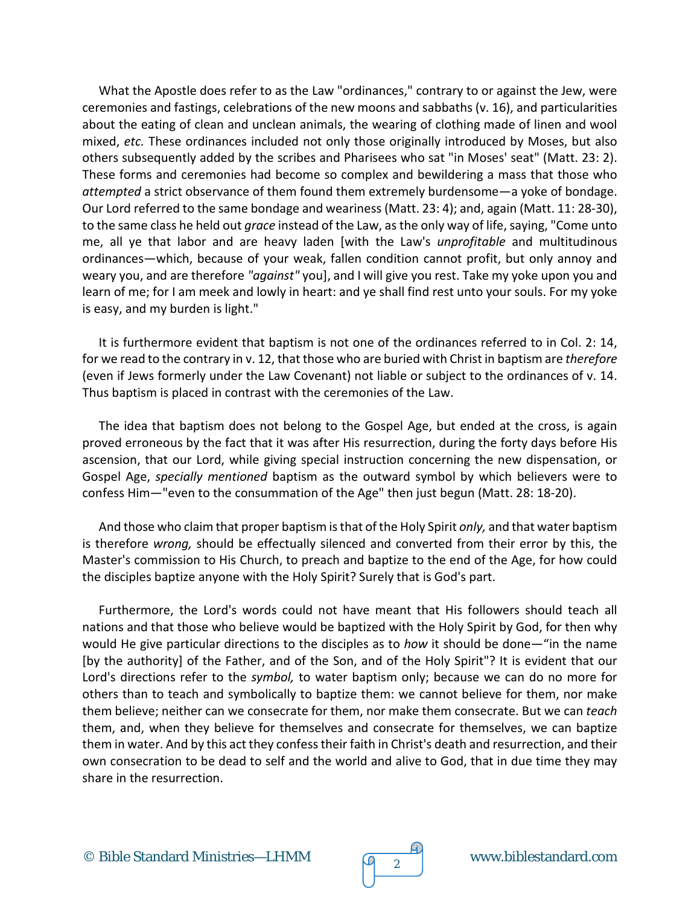What the Apostle does refer to as the Law "ordinances," contrary to or against the Jew, were ceremonies and fastings, celebrations of the new moons and sabbaths (v. 16), and particularities about the eating of clean and unclean animals, the wearing of clothing made of linen and wool mixed, *etc.* These ordinances included not only those originally introduced by Moses, but also others subsequently added by the scribes and Pharisees who sat "in Moses' seat" (Matt. 23: 2). These forms and ceremonies had become so complex and bewildering a mass that those who *attempted* a strict observance of them found them extremely burdensome—a yoke of bondage. Our Lord referred to the same bondage and weariness (Matt. 23: 4); and, again (Matt. 11: 28-30), to the same class he held out *grace* instead of the Law, as the only way of life, saying, "Come unto me, all ye that labor and are heavy laden [with the Law's *unprofitable* and multitudinous ordinances—which, because of your weak, fallen condition cannot profit, but only annoy and weary you, and are therefore *"against"* you], and I will give you rest. Take my yoke upon you and learn of me; for I am meek and lowly in heart: and ye shall find rest unto your souls. For my yoke is easy, and my burden is light."

It is furthermore evident that baptism is not one of the ordinances referred to in Col. 2: 14, for we read to the contrary in v. 12, that those who are buried with Christ in baptism are *therefore* (even if Jews formerly under the Law Covenant) not liable or subject to the ordinances of v. 14. Thus baptism is placed in contrast with the ceremonies of the Law.

The idea that baptism does not belong to the Gospel Age, but ended at the cross, is again proved erroneous by the fact that it was after His resurrection, during the forty days before His ascension, that our Lord, while giving special instruction concerning the new dispensation, or Gospel Age, *specially mentioned* baptism as the outward symbol by which believers were to confess Him—"even to the consummation of the Age" then just begun (Matt. 28: 18-20).

And those who claim that proper baptism is that of the Holy Spirit *only,* and that water baptism is therefore *wrong,* should be effectually silenced and converted from their error by this, the Master's commission to His Church, to preach and baptize to the end of the Age, for how could the disciples baptize anyone with the Holy Spirit? Surely that is God's part.

Furthermore, the Lord's words could not have meant that His followers should teach all nations and that those who believe would be baptized with the Holy Spirit by God, for then why would He give particular directions to the disciples as to *how* it should be done—"in the name [by the authority] of the Father, and of the Son, and of the Holy Spirit"? It is evident that our Lord's directions refer to the *symbol,* to water baptism only; because we can do no more for others than to teach and symbolically to baptize them: we cannot believe for them, nor make them believe; neither can we consecrate for them, nor make them consecrate. But we can *teach* them, and, when they believe for themselves and consecrate for themselves, we can baptize them in water. And by this act they confess their faith in Christ's death and resurrection, and their own consecration to be dead to self and the world and alive to God, that in due time they may share in the resurrection.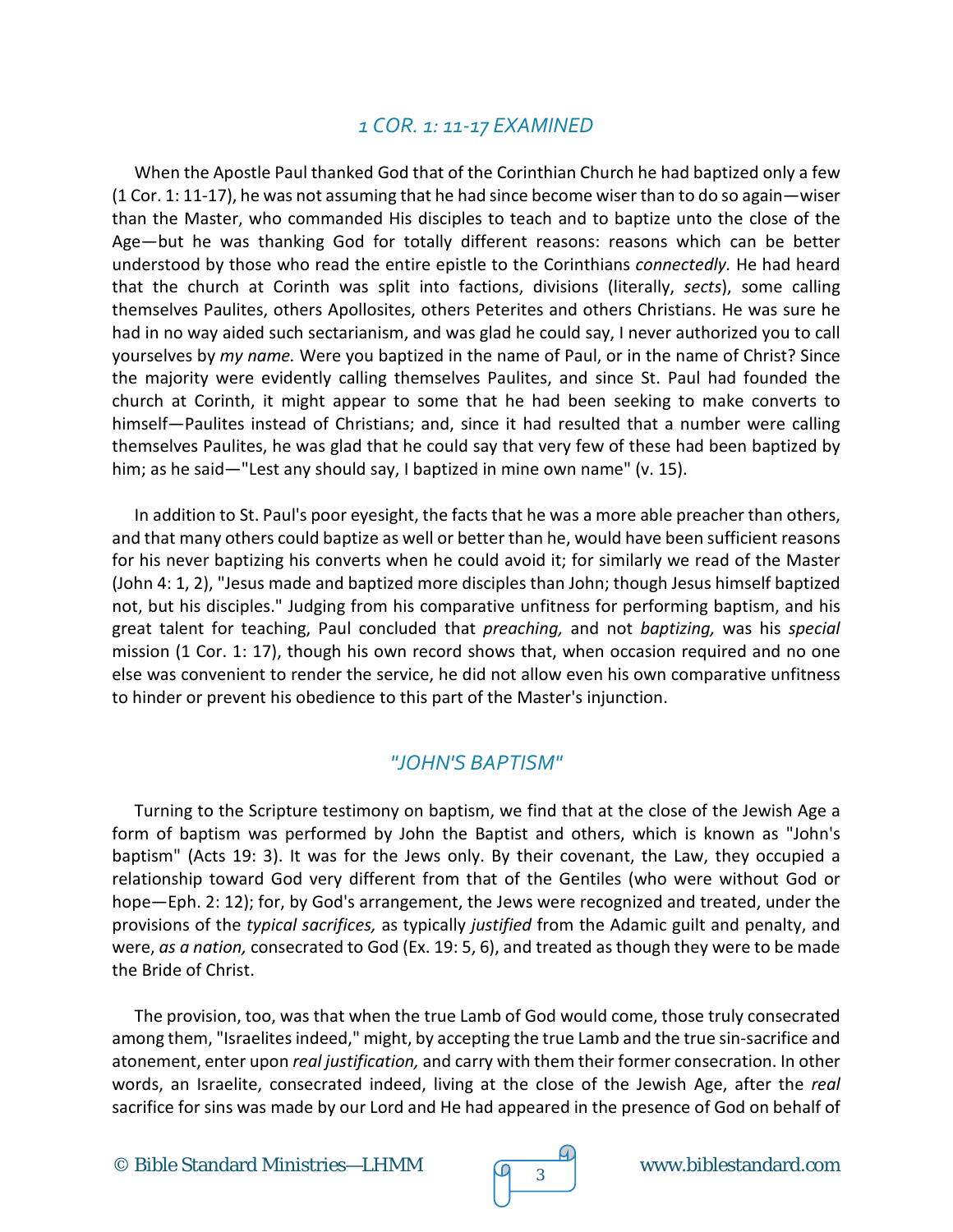## *1 COR. 1: 11-17 EXAMINED*

When the Apostle Paul thanked God that of the Corinthian Church he had baptized only a few (1 Cor. 1: 11-17), he was not assuming that he had since become wiser than to do so again—wiser than the Master, who commanded His disciples to teach and to baptize unto the close of the Age—but he was thanking God for totally different reasons: reasons which can be better understood by those who read the entire epistle to the Corinthians *connectedly.* He had heard that the church at Corinth was split into factions, divisions (literally, *sects*), some calling themselves Paulites, others Apollosites, others Peterites and others Christians. He was sure he had in no way aided such sectarianism, and was glad he could say, I never authorized you to call yourselves by *my name.* Were you baptized in the name of Paul, or in the name of Christ? Since the majority were evidently calling themselves Paulites, and since St. Paul had founded the church at Corinth, it might appear to some that he had been seeking to make converts to himself—Paulites instead of Christians; and, since it had resulted that a number were calling themselves Paulites, he was glad that he could say that very few of these had been baptized by him; as he said—"Lest any should say, I baptized in mine own name" (v. 15).

In addition to St. Paul's poor eyesight, the facts that he was a more able preacher than others, and that many others could baptize as well or better than he, would have been sufficient reasons for his never baptizing his converts when he could avoid it; for similarly we read of the Master (John 4: 1, 2), "Jesus made and baptized more disciples than John; though Jesus himself baptized not, but his disciples." Judging from his comparative unfitness for performing baptism, and his great talent for teaching, Paul concluded that *preaching,* and not *baptizing,* was his *special* mission (1 Cor. 1: 17), though his own record shows that, when occasion required and no one else was convenient to render the service, he did not allow even his own comparative unfitness to hinder or prevent his obedience to this part of the Master's injunction.

## *"JOHN'S BAPTISM"*

Turning to the Scripture testimony on baptism, we find that at the close of the Jewish Age a form of baptism was performed by John the Baptist and others, which is known as "John's baptism" (Acts 19: 3). It was for the Jews only. By their covenant, the Law, they occupied a relationship toward God very different from that of the Gentiles (who were without God or hope—Eph. 2: 12); for, by God's arrangement, the Jews were recognized and treated, under the provisions of the *typical sacrifices,* as typically *justified* from the Adamic guilt and penalty, and were, *as a nation,* consecrated to God (Ex. 19: 5, 6), and treated as though they were to be made the Bride of Christ.

The provision, too, was that when the true Lamb of God would come, those truly consecrated among them, "Israelites indeed," might, by accepting the true Lamb and the true sin-sacrifice and atonement, enter upon *real justification,* and carry with them their former consecration. In other words, an Israelite, consecrated indeed, living at the close of the Jewish Age, after the *real* sacrifice for sins was made by our Lord and He had appeared in the presence of God on behalf of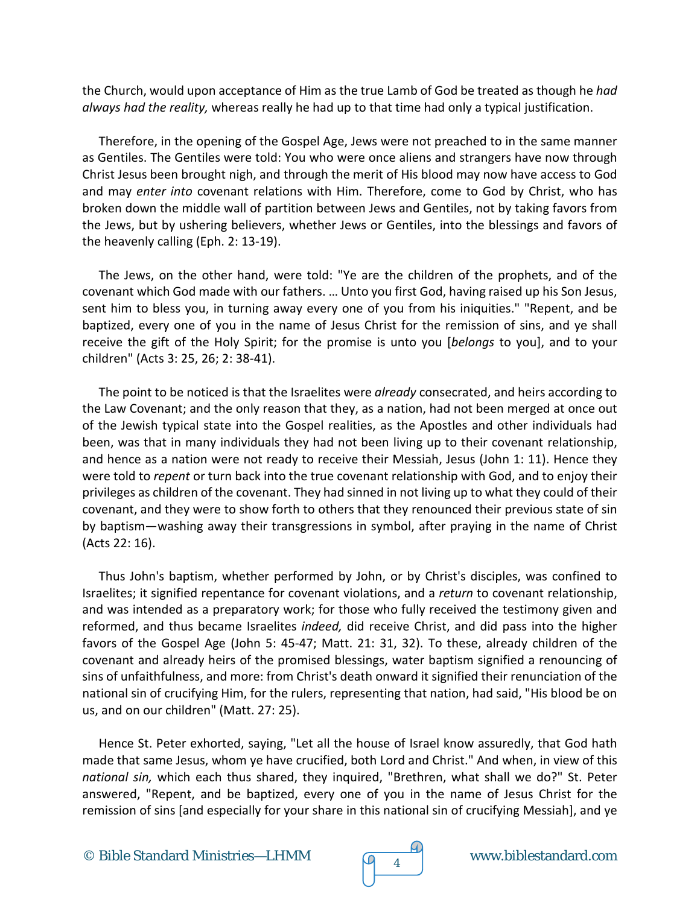the Church, would upon acceptance of Him as the true Lamb of God be treated as though he *had always had the reality,* whereas really he had up to that time had only a typical justification.

Therefore, in the opening of the Gospel Age, Jews were not preached to in the same manner as Gentiles. The Gentiles were told: You who were once aliens and strangers have now through Christ Jesus been brought nigh, and through the merit of His blood may now have access to God and may *enter into* covenant relations with Him. Therefore, come to God by Christ, who has broken down the middle wall of partition between Jews and Gentiles, not by taking favors from the Jews, but by ushering believers, whether Jews or Gentiles, into the blessings and favors of the heavenly calling (Eph. 2: 13-19).

The Jews, on the other hand, were told: "Ye are the children of the prophets, and of the covenant which God made with our fathers. … Unto you first God, having raised up his Son Jesus, sent him to bless you, in turning away every one of you from his iniquities." "Repent, and be baptized, every one of you in the name of Jesus Christ for the remission of sins, and ye shall receive the gift of the Holy Spirit; for the promise is unto you [*belongs* to you], and to your children" (Acts 3: 25, 26; 2: 38-41).

The point to be noticed is that the Israelites were *already* consecrated, and heirs according to the Law Covenant; and the only reason that they, as a nation, had not been merged at once out of the Jewish typical state into the Gospel realities, as the Apostles and other individuals had been, was that in many individuals they had not been living up to their covenant relationship, and hence as a nation were not ready to receive their Messiah, Jesus (John 1: 11). Hence they were told to *repent* or turn back into the true covenant relationship with God, and to enjoy their privileges as children of the covenant. They had sinned in not living up to what they could of their covenant, and they were to show forth to others that they renounced their previous state of sin by baptism—washing away their transgressions in symbol, after praying in the name of Christ (Acts 22: 16).

Thus John's baptism, whether performed by John, or by Christ's disciples, was confined to Israelites; it signified repentance for covenant violations, and a *return* to covenant relationship, and was intended as a preparatory work; for those who fully received the testimony given and reformed, and thus became Israelites *indeed,* did receive Christ, and did pass into the higher favors of the Gospel Age (John 5: 45-47; Matt. 21: 31, 32). To these, already children of the covenant and already heirs of the promised blessings, water baptism signified a renouncing of sins of unfaithfulness, and more: from Christ's death onward it signified their renunciation of the national sin of crucifying Him, for the rulers, representing that nation, had said, "His blood be on us, and on our children" (Matt. 27: 25).

Hence St. Peter exhorted, saying, "Let all the house of Israel know assuredly, that God hath made that same Jesus, whom ye have crucified, both Lord and Christ." And when, in view of this *national sin,* which each thus shared, they inquired, "Brethren, what shall we do?" St. Peter answered, "Repent, and be baptized, every one of you in the name of Jesus Christ for the remission of sins [and especially for your share in this national sin of crucifying Messiah], and ye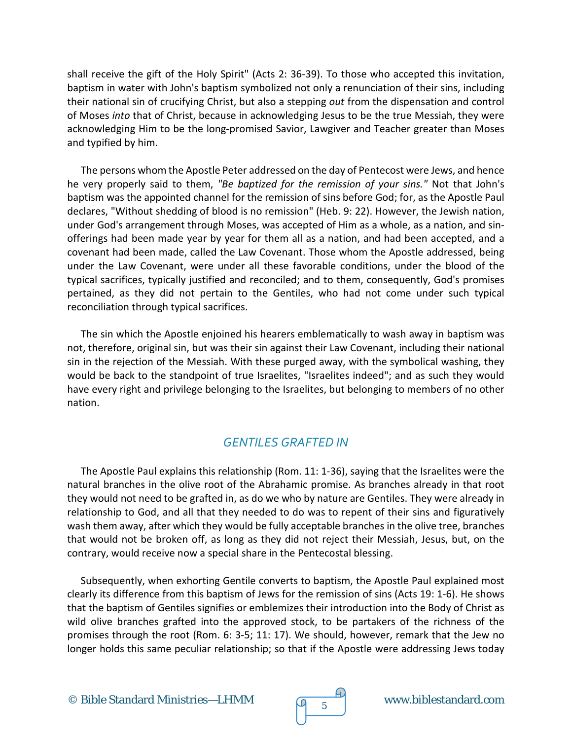shall receive the gift of the Holy Spirit" (Acts 2: 36-39). To those who accepted this invitation, baptism in water with John's baptism symbolized not only a renunciation of their sins, including their national sin of crucifying Christ, but also a stepping *out* from the dispensation and control of Moses *into* that of Christ, because in acknowledging Jesus to be the true Messiah, they were acknowledging Him to be the long-promised Savior, Lawgiver and Teacher greater than Moses and typified by him.

The persons whom the Apostle Peter addressed on the day of Pentecost were Jews, and hence he very properly said to them, *"Be baptized for the remission of your sins."* Not that John's baptism was the appointed channel for the remission of sins before God; for, as the Apostle Paul declares, "Without shedding of blood is no remission" (Heb. 9: 22). However, the Jewish nation, under God's arrangement through Moses, was accepted of Him as a whole, as a nation, and sin-offerings had been made year by year for them all as a nation, and had been accepted, and a covenant had been made, called the Law Covenant. Those whom the Apostle addressed, being under the Law Covenant, were under all these favorable conditions, under the blood of the typical sacrifices, typically justified and reconciled; and to them, consequently, God's promises pertained, as they did not pertain to the Gentiles, who had not come under such typical reconciliation through typical sacrifices.

The sin which the Apostle enjoined his hearers emblematically to wash away in baptism was not, therefore, original sin, but was their sin against their Law Covenant, including their national sin in the rejection of the Messiah. With these purged away, with the symbolical washing, they would be back to the standpoint of true Israelites, "Israelites indeed"; and as such they would have every right and privilege belonging to the Israelites, but belonging to members of no other nation.

## *GENTILES GRAFTED IN*

The Apostle Paul explains this relationship (Rom. 11: 1-36), saying that the Israelites were the natural branches in the olive root of the Abrahamic promise. As branches already in that root they would not need to be grafted in, as do we who by nature are Gentiles. They were already in relationship to God, and all that they needed to do was to repent of their sins and figuratively wash them away, after which they would be fully acceptable branches in the olive tree, branches that would not be broken off, as long as they did not reject their Messiah, Jesus, but, on the contrary, would receive now a special share in the Pentecostal blessing.

Subsequently, when exhorting Gentile converts to baptism, the Apostle Paul explained most clearly its difference from this baptism of Jews for the remission of sins (Acts 19: 1-6). He shows that the baptism of Gentiles signifies or emblemizes their introduction into the Body of Christ as wild olive branches grafted into the approved stock, to be partakers of the richness of the promises through the root (Rom. 6: 3-5; 11: 17). We should, however, remark that the Jew no longer holds this same peculiar relationship; so that if the Apostle were addressing Jews today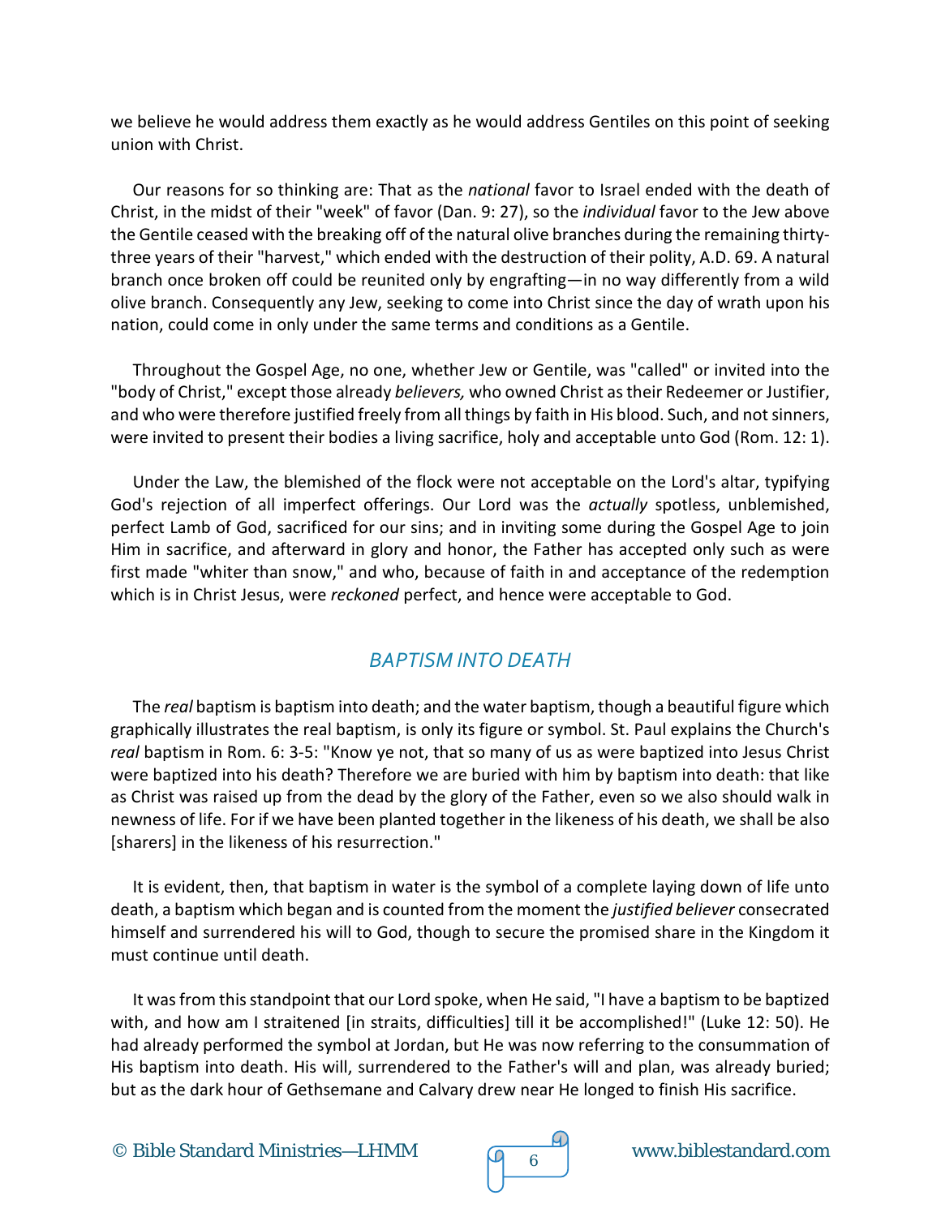we believe he would address them exactly as he would address Gentiles on this point of seeking union with Christ.

Our reasons for so thinking are: That as the *national* favor to Israel ended with the death of Christ, in the midst of their "week" of favor (Dan. 9: 27), so the *individual* favor to the Jew above the Gentile ceased with the breaking off of the natural olive branches during the remaining thirty-three years of their "harvest," which ended with the destruction of their polity, A.D. 69. A natural branch once broken off could be reunited only by engrafting—in no way differently from a wild olive branch. Consequently any Jew, seeking to come into Christ since the day of wrath upon his nation, could come in only under the same terms and conditions as a Gentile.

Throughout the Gospel Age, no one, whether Jew or Gentile, was "called" or invited into the "body of Christ," except those already *believers,* who owned Christ as their Redeemer or Justifier, and who were therefore justified freely from all things by faith in His blood. Such, and not sinners, were invited to present their bodies a living sacrifice, holy and acceptable unto God (Rom. 12: 1).

Under the Law, the blemished of the flock were not acceptable on the Lord's altar, typifying God's rejection of all imperfect offerings. Our Lord was the *actually* spotless, unblemished, perfect Lamb of God, sacrificed for our sins; and in inviting some during the Gospel Age to join Him in sacrifice, and afterward in glory and honor, the Father has accepted only such as were first made "whiter than snow," and who, because of faith in and acceptance of the redemption which is in Christ Jesus, were *reckoned* perfect, and hence were acceptable to God.

## *BAPTISM INTO DEATH*

The *real* baptism is baptism into death; and the water baptism, though a beautiful figure which graphically illustrates the real baptism, is only its figure or symbol. St. Paul explains the Church's *real* baptism in Rom. 6: 3-5: "Know ye not, that so many of us as were baptized into Jesus Christ were baptized into his death? Therefore we are buried with him by baptism into death: that like as Christ was raised up from the dead by the glory of the Father, even so we also should walk in newness of life. For if we have been planted together in the likeness of his death, we shall be also [sharers] in the likeness of his resurrection."

It is evident, then, that baptism in water is the symbol of a complete laying down of life unto death, a baptism which began and is counted from the moment the *justified believer* consecrated himself and surrendered his will to God, though to secure the promised share in the Kingdom it must continue until death.

It was from this standpoint that our Lord spoke, when He said, "I have a baptism to be baptized with, and how am I straitened [in straits, difficulties] till it be accomplished!" (Luke 12: 50). He had already performed the symbol at Jordan, but He was now referring to the consummation of His baptism into death. His will, surrendered to the Father's will and plan, was already buried; but as the dark hour of Gethsemane and Calvary drew near He longed to finish His sacrifice.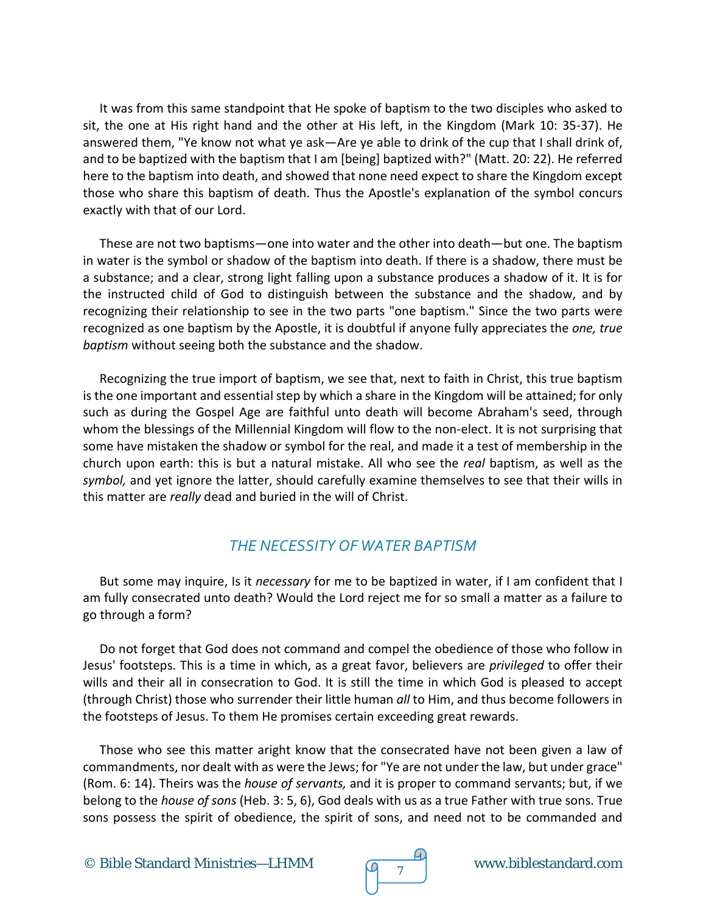It was from this same standpoint that He spoke of baptism to the two disciples who asked to sit, the one at His right hand and the other at His left, in the Kingdom (Mark 10: 35-37). He answered them, "Ye know not what ye ask—Are ye able to drink of the cup that I shall drink of, and to be baptized with the baptism that I am [being] baptized with?" (Matt. 20: 22). He referred here to the baptism into death, and showed that none need expect to share the Kingdom except those who share this baptism of death. Thus the Apostle's explanation of the symbol concurs exactly with that of our Lord.

These are not two baptisms—one into water and the other into death—but one. The baptism in water is the symbol or shadow of the baptism into death. If there is a shadow, there must be a substance; and a clear, strong light falling upon a substance produces a shadow of it. It is for the instructed child of God to distinguish between the substance and the shadow, and by recognizing their relationship to see in the two parts "one baptism." Since the two parts were recognized as one baptism by the Apostle, it is doubtful if anyone fully appreciates the *one, true baptism* without seeing both the substance and the shadow.

Recognizing the true import of baptism, we see that, next to faith in Christ, this true baptism is the one important and essential step by which a share in the Kingdom will be attained; for only such as during the Gospel Age are faithful unto death will become Abraham's seed, through whom the blessings of the Millennial Kingdom will flow to the non-elect. It is not surprising that some have mistaken the shadow or symbol for the real, and made it a test of membership in the church upon earth: this is but a natural mistake. All who see the *real* baptism, as well as the *symbol,* and yet ignore the latter, should carefully examine themselves to see that their wills in this matter are *really* dead and buried in the will of Christ.

## *THE NECESSITY OF WATER BAPTISM*

But some may inquire, Is it *necessary* for me to be baptized in water, if I am confident that I am fully consecrated unto death? Would the Lord reject me for so small a matter as a failure to go through a form?

Do not forget that God does not command and compel the obedience of those who follow in Jesus' footsteps. This is a time in which, as a great favor, believers are *privileged* to offer their wills and their all in consecration to God. It is still the time in which God is pleased to accept (through Christ) those who surrender their little human *all* to Him, and thus become followers in the footsteps of Jesus. To them He promises certain exceeding great rewards.

Those who see this matter aright know that the consecrated have not been given a law of commandments, nor dealt with as were the Jews; for "Ye are not under the law, but under grace" (Rom. 6: 14). Theirs was the *house of servants,* and it is proper to command servants; but, if we belong to the *house of sons* (Heb. 3: 5, 6), God deals with us as a true Father with true sons. True sons possess the spirit of obedience, the spirit of sons, and need not to be commanded and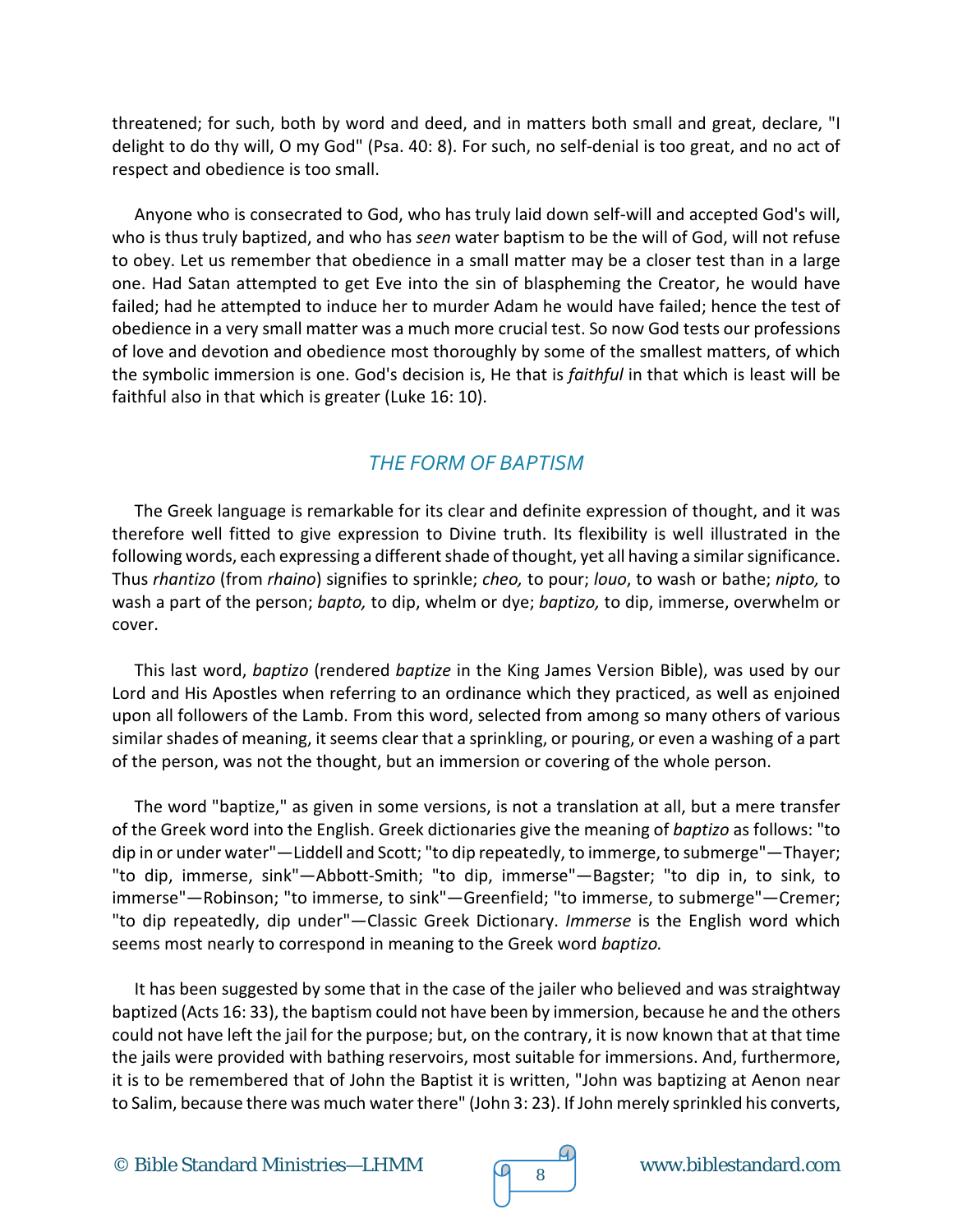threatened; for such, both by word and deed, and in matters both small and great, declare, "I delight to do thy will, O my God" (Psa. 40: 8). For such, no self-denial is too great, and no act of respect and obedience is too small.

Anyone who is consecrated to God, who has truly laid down self-will and accepted God's will, who is thus truly baptized, and who has *seen* water baptism to be the will of God, will not refuse to obey. Let us remember that obedience in a small matter may be a closer test than in a large one. Had Satan attempted to get Eve into the sin of blaspheming the Creator, he would have failed; had he attempted to induce her to murder Adam he would have failed; hence the test of obedience in a very small matter was a much more crucial test. So now God tests our professions of love and devotion and obedience most thoroughly by some of the smallest matters, of which the symbolic immersion is one. God's decision is, He that is *faithful* in that which is least will be faithful also in that which is greater (Luke 16: 10).

## *THE FORM OF BAPTISM*

The Greek language is remarkable for its clear and definite expression of thought, and it was therefore well fitted to give expression to Divine truth. Its flexibility is well illustrated in the following words, each expressing a different shade of thought, yet all having a similar significance. Thus *rhantizo* (from *rhaino*) signifies to sprinkle; *cheo,* to pour; *louo*, to wash or bathe; *nipto,* to wash a part of the person; *bapto,* to dip, whelm or dye; *baptizo,* to dip, immerse, overwhelm or cover.

This last word, *baptizo* (rendered *baptize* in the King James Version Bible), was used by our Lord and His Apostles when referring to an ordinance which they practiced, as well as enjoined upon all followers of the Lamb. From this word, selected from among so many others of various similar shades of meaning, it seems clear that a sprinkling, or pouring, or even a washing of a part of the person, was not the thought, but an immersion or covering of the whole person.

The word "baptize," as given in some versions, is not a translation at all, but a mere transfer of the Greek word into the English. Greek dictionaries give the meaning of *baptizo* as follows: "to dip in or under water"—Liddell and Scott; "to dip repeatedly, to immerge, to submerge"—Thayer; "to dip, immerse, sink"—Abbott-Smith; "to dip, immerse"—Bagster; "to dip in, to sink, to immerse"—Robinson; "to immerse, to sink"—Greenfield; "to immerse, to submerge"—Cremer; "to dip repeatedly, dip under"—Classic Greek Dictionary. *Immerse* is the English word which seems most nearly to correspond in meaning to the Greek word *baptizo.*

It has been suggested by some that in the case of the jailer who believed and was straightway baptized (Acts 16: 33), the baptism could not have been by immersion, because he and the others could not have left the jail for the purpose; but, on the contrary, it is now known that at that time the jails were provided with bathing reservoirs, most suitable for immersions. And, furthermore, it is to be remembered that of John the Baptist it is written, "John was baptizing at Aenon near to Salim, because there was much water there" (John 3: 23). If John merely sprinkled his converts,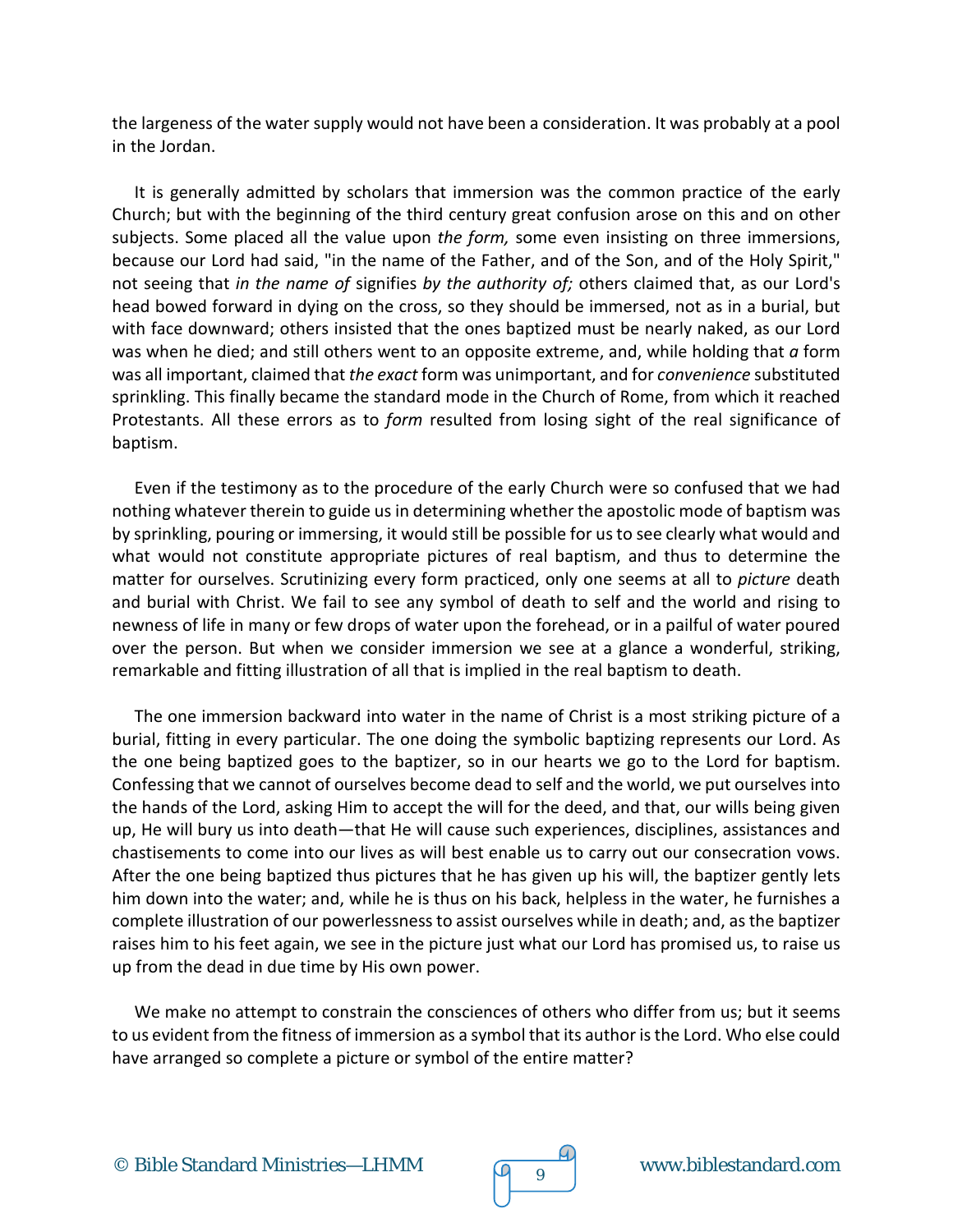the largeness of the water supply would not have been a consideration. It was probably at a pool in the Jordan.

It is generally admitted by scholars that immersion was the common practice of the early Church; but with the beginning of the third century great confusion arose on this and on other subjects. Some placed all the value upon *the form,* some even insisting on three immersions, because our Lord had said, "in the name of the Father, and of the Son, and of the Holy Spirit," not seeing that *in the name of* signifies *by the authority of;* others claimed that, as our Lord's head bowed forward in dying on the cross, so they should be immersed, not as in a burial, but with face downward; others insisted that the ones baptized must be nearly naked, as our Lord was when he died; and still others went to an opposite extreme, and, while holding that *a* form was all important, claimed that *the exact* form was unimportant, and for *convenience* substituted sprinkling. This finally became the standard mode in the Church of Rome, from which it reached Protestants. All these errors as to *form* resulted from losing sight of the real significance of baptism.

Even if the testimony as to the procedure of the early Church were so confused that we had nothing whatever therein to guide us in determining whether the apostolic mode of baptism was by sprinkling, pouring or immersing, it would still be possible for us to see clearly what would and what would not constitute appropriate pictures of real baptism, and thus to determine the matter for ourselves. Scrutinizing every form practiced, only one seems at all to *picture* death and burial with Christ. We fail to see any symbol of death to self and the world and rising to newness of life in many or few drops of water upon the forehead, or in a pailful of water poured over the person. But when we consider immersion we see at a glance a wonderful, striking, remarkable and fitting illustration of all that is implied in the real baptism to death.

The one immersion backward into water in the name of Christ is a most striking picture of a burial, fitting in every particular. The one doing the symbolic baptizing represents our Lord. As the one being baptized goes to the baptizer, so in our hearts we go to the Lord for baptism. Confessing that we cannot of ourselves become dead to self and the world, we put ourselves into the hands of the Lord, asking Him to accept the will for the deed, and that, our wills being given up, He will bury us into death—that He will cause such experiences, disciplines, assistances and chastisements to come into our lives as will best enable us to carry out our consecration vows. After the one being baptized thus pictures that he has given up his will, the baptizer gently lets him down into the water; and, while he is thus on his back, helpless in the water, he furnishes a complete illustration of our powerlessness to assist ourselves while in death; and, as the baptizer raises him to his feet again, we see in the picture just what our Lord has promised us, to raise us up from the dead in due time by His own power.

We make no attempt to constrain the consciences of others who differ from us; but it seems to us evident from the fitness of immersion as a symbol that its author is the Lord. Who else could have arranged so complete a picture or symbol of the entire matter?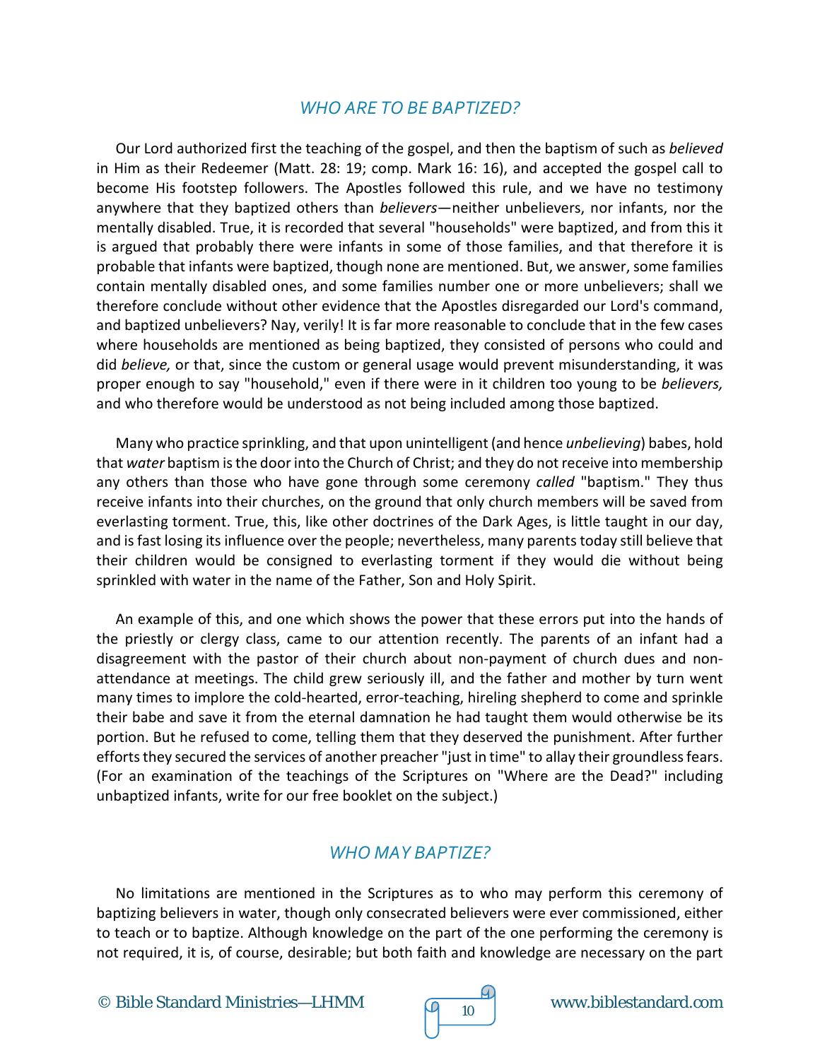## *WHO ARE TO BE BAPTIZED?*

Our Lord authorized first the teaching of the gospel, and then the baptism of such as *believed* in Him as their Redeemer (Matt. 28: 19; comp. Mark 16: 16), and accepted the gospel call to become His footstep followers. The Apostles followed this rule, and we have no testimony anywhere that they baptized others than *believers*—neither unbelievers, nor infants, nor the mentally disabled. True, it is recorded that several "households" were baptized, and from this it is argued that probably there were infants in some of those families, and that therefore it is probable that infants were baptized, though none are mentioned. But, we answer, some families contain mentally disabled ones, and some families number one or more unbelievers; shall we therefore conclude without other evidence that the Apostles disregarded our Lord's command, and baptized unbelievers? Nay, verily! It is far more reasonable to conclude that in the few cases where households are mentioned as being baptized, they consisted of persons who could and did *believe,* or that, since the custom or general usage would prevent misunderstanding, it was proper enough to say "household," even if there were in it children too young to be *believers,* and who therefore would be understood as not being included among those baptized.

Many who practice sprinkling, and that upon unintelligent (and hence *unbelieving*) babes, hold that *water* baptism is the door into the Church of Christ; and they do not receive into membership any others than those who have gone through some ceremony *called* "baptism." They thus receive infants into their churches, on the ground that only church members will be saved from everlasting torment. True, this, like other doctrines of the Dark Ages, is little taught in our day, and is fast losing its influence over the people; nevertheless, many parents today still believe that their children would be consigned to everlasting torment if they would die without being sprinkled with water in the name of the Father, Son and Holy Spirit.

An example of this, and one which shows the power that these errors put into the hands of the priestly or clergy class, came to our attention recently. The parents of an infant had a disagreement with the pastor of their church about non-payment of church dues and non-attendance at meetings. The child grew seriously ill, and the father and mother by turn went many times to implore the cold-hearted, error-teaching, hireling shepherd to come and sprinkle their babe and save it from the eternal damnation he had taught them would otherwise be its portion. But he refused to come, telling them that they deserved the punishment. After further efforts they secured the services of another preacher "just in time" to allay their groundless fears. (For an examination of the teachings of the Scriptures on "Where are the Dead?" including unbaptized infants, write for our free booklet on the subject.)

## *WHO MAY BAPTIZE?*

No limitations are mentioned in the Scriptures as to who may perform this ceremony of baptizing believers in water, though only consecrated believers were ever commissioned, either to teach or to baptize. Although knowledge on the part of the one performing the ceremony is not required, it is, of course, desirable; but both faith and knowledge are necessary on the part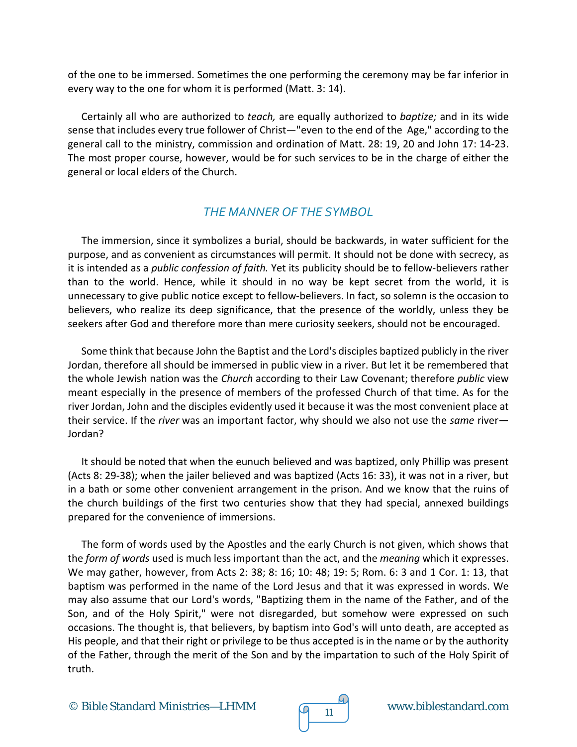of the one to be immersed. Sometimes the one performing the ceremony may be far inferior in every way to the one for whom it is performed (Matt. 3: 14).

Certainly all who are authorized to *teach,* are equally authorized to *baptize;* and in its wide sense that includes every true follower of Christ—"even to the end of the Age," according to the general call to the ministry, commission and ordination of Matt. 28: 19, 20 and John 17: 14-23. The most proper course, however, would be for such services to be in the charge of either the general or local elders of the Church.

## *THE MANNER OF THE SYMBOL*

The immersion, since it symbolizes a burial, should be backwards, in water sufficient for the purpose, and as convenient as circumstances will permit. It should not be done with secrecy, as it is intended as a *public confession of faith.* Yet its publicity should be to fellow-believers rather than to the world. Hence, while it should in no way be kept secret from the world, it is unnecessary to give public notice except to fellow-believers. In fact, so solemn is the occasion to believers, who realize its deep significance, that the presence of the worldly, unless they be seekers after God and therefore more than mere curiosity seekers, should not be encouraged.

Some think that because John the Baptist and the Lord's disciples baptized publicly in the river Jordan, therefore all should be immersed in public view in a river. But let it be remembered that the whole Jewish nation was the *Church* according to their Law Covenant; therefore *public* view meant especially in the presence of members of the professed Church of that time. As for the river Jordan, John and the disciples evidently used it because it was the most convenient place at their service. If the *river* was an important factor, why should we also not use the *same* river—Jordan?

It should be noted that when the eunuch believed and was baptized, only Phillip was present (Acts 8: 29-38); when the jailer believed and was baptized (Acts 16: 33), it was not in a river, but in a bath or some other convenient arrangement in the prison. And we know that the ruins of the church buildings of the first two centuries show that they had special, annexed buildings prepared for the convenience of immersions.

The form of words used by the Apostles and the early Church is not given, which shows that the *form of words* used is much less important than the act, and the *meaning* which it expresses. We may gather, however, from Acts 2: 38; 8: 16; 10: 48; 19: 5; Rom. 6: 3 and 1 Cor. 1: 13, that baptism was performed in the name of the Lord Jesus and that it was expressed in words. We may also assume that our Lord's words, "Baptizing them in the name of the Father, and of the Son, and of the Holy Spirit," were not disregarded, but somehow were expressed on such occasions. The thought is, that believers, by baptism into God's will unto death, are accepted as His people, and that their right or privilege to be thus accepted is in the name or by the authority of the Father, through the merit of the Son and by the impartation to such of the Holy Spirit of truth.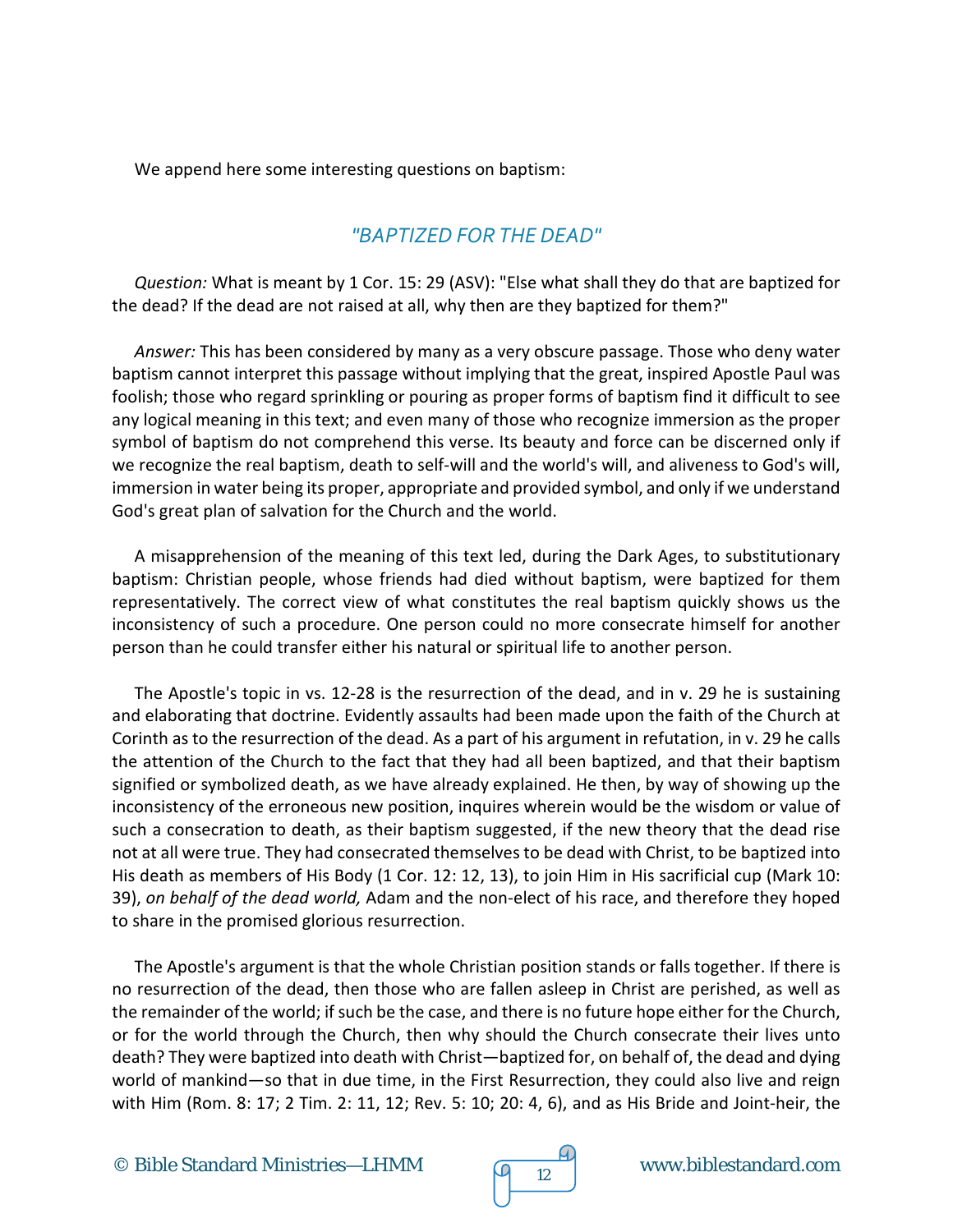We append here some interesting questions on baptism:

## *"BAPTIZED FOR THE DEAD"*

*Question:* What is meant by 1 Cor. 15: 29 (ASV): "Else what shall they do that are baptized for the dead? If the dead are not raised at all, why then are they baptized for them?"

*Answer:* This has been considered by many as a very obscure passage. Those who deny water baptism cannot interpret this passage without implying that the great, inspired Apostle Paul was foolish; those who regard sprinkling or pouring as proper forms of baptism find it difficult to see any logical meaning in this text; and even many of those who recognize immersion as the proper symbol of baptism do not comprehend this verse. Its beauty and force can be discerned only if we recognize the real baptism, death to self-will and the world's will, and aliveness to God's will, immersion in water being its proper, appropriate and provided symbol, and only if we understand God's great plan of salvation for the Church and the world.

A misapprehension of the meaning of this text led, during the Dark Ages, to substitutionary baptism: Christian people, whose friends had died without baptism, were baptized for them representatively. The correct view of what constitutes the real baptism quickly shows us the inconsistency of such a procedure. One person could no more consecrate himself for another person than he could transfer either his natural or spiritual life to another person.

The Apostle's topic in vs. 12-28 is the resurrection of the dead, and in v. 29 he is sustaining and elaborating that doctrine. Evidently assaults had been made upon the faith of the Church at Corinth as to the resurrection of the dead. As a part of his argument in refutation, in v. 29 he calls the attention of the Church to the fact that they had all been baptized, and that their baptism signified or symbolized death, as we have already explained. He then, by way of showing up the inconsistency of the erroneous new position, inquires wherein would be the wisdom or value of such a consecration to death, as their baptism suggested, if the new theory that the dead rise not at all were true. They had consecrated themselves to be dead with Christ, to be baptized into His death as members of His Body (1 Cor. 12: 12, 13), to join Him in His sacrificial cup (Mark 10: 39), *on behalf of the dead world,* Adam and the non-elect of his race, and therefore they hoped to share in the promised glorious resurrection.

The Apostle's argument is that the whole Christian position stands or falls together. If there is no resurrection of the dead, then those who are fallen asleep in Christ are perished, as well as the remainder of the world; if such be the case, and there is no future hope either for the Church, or for the world through the Church, then why should the Church consecrate their lives unto death? They were baptized into death with Christ—baptized for, on behalf of, the dead and dying world of mankind—so that in due time, in the First Resurrection, they could also live and reign with Him (Rom. 8: 17; 2 Tim. 2: 11, 12; Rev. 5: 10; 20: 4, 6), and as His Bride and Joint-heir, the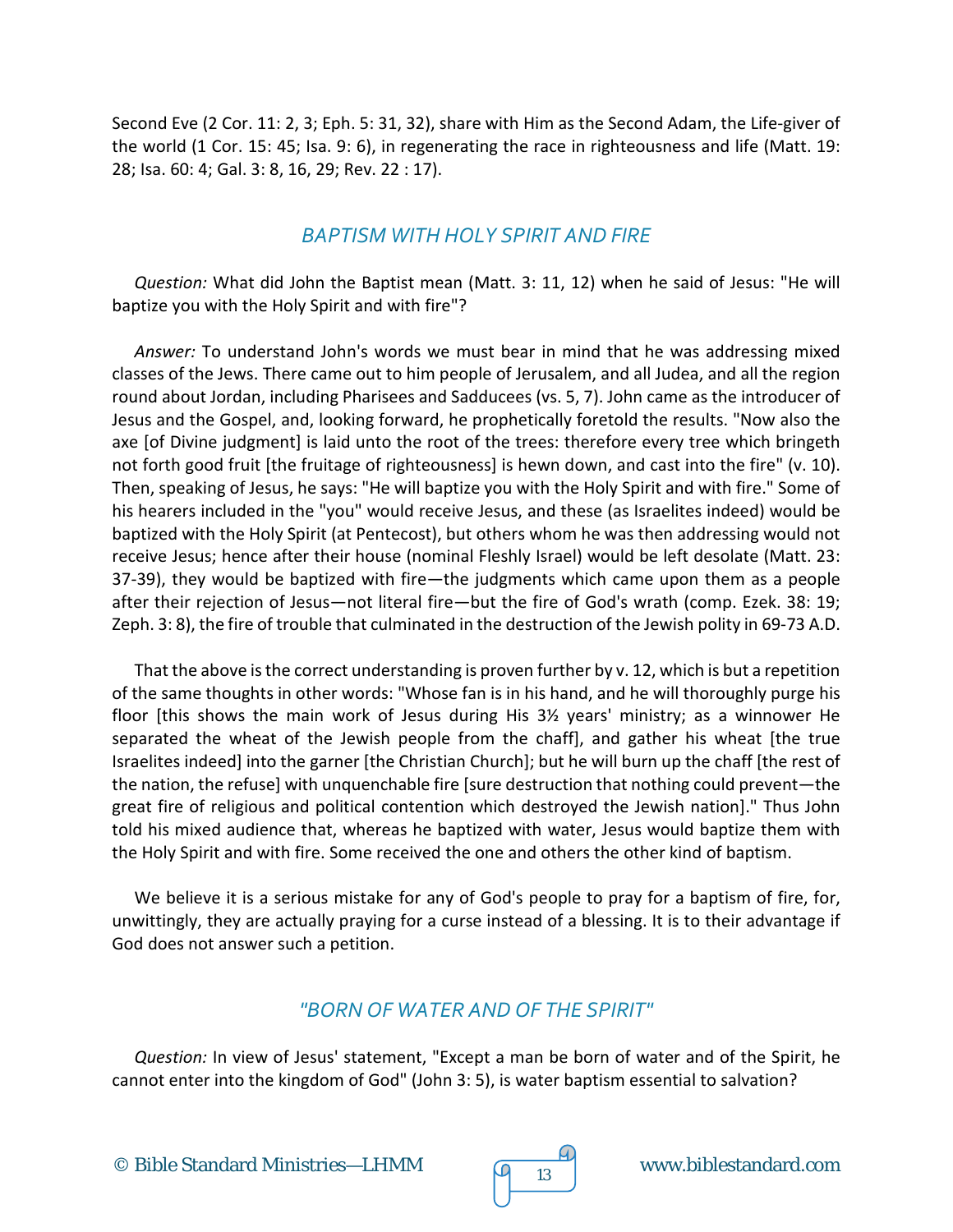Second Eve (2 Cor. 11: 2, 3; Eph. 5: 31, 32), share with Him as the Second Adam, the Life-giver of the world (1 Cor. 15: 45; Isa. 9: 6), in regenerating the race in righteousness and life (Matt. 19: 28; Isa. 60: 4; Gal. 3: 8, 16, 29; Rev. 22 : 17).

## *BAPTISM WITH HOLY SPIRIT AND FIRE*

*Question:* What did John the Baptist mean (Matt. 3: 11, 12) when he said of Jesus: "He will baptize you with the Holy Spirit and with fire"?

*Answer:* To understand John's words we must bear in mind that he was addressing mixed classes of the Jews. There came out to him people of Jerusalem, and all Judea, and all the region round about Jordan, including Pharisees and Sadducees (vs. 5, 7). John came as the introducer of Jesus and the Gospel, and, looking forward, he prophetically foretold the results. "Now also the axe [of Divine judgment] is laid unto the root of the trees: therefore every tree which bringeth not forth good fruit [the fruitage of righteousness] is hewn down, and cast into the fire" (v. 10). Then, speaking of Jesus, he says: "He will baptize you with the Holy Spirit and with fire." Some of his hearers included in the "you" would receive Jesus, and these (as Israelites indeed) would be baptized with the Holy Spirit (at Pentecost), but others whom he was then addressing would not receive Jesus; hence after their house (nominal Fleshly Israel) would be left desolate (Matt. 23: 37-39), they would be baptized with fire—the judgments which came upon them as a people after their rejection of Jesus—not literal fire—but the fire of God's wrath (comp. Ezek. 38: 19; Zeph. 3: 8), the fire of trouble that culminated in the destruction of the Jewish polity in 69-73 A.D.

That the above is the correct understanding is proven further by v. 12, which is but a repetition of the same thoughts in other words: "Whose fan is in his hand, and he will thoroughly purge his floor [this shows the main work of Jesus during His 3½ years' ministry; as a winnower He separated the wheat of the Jewish people from the chaff], and gather his wheat [the true Israelites indeed] into the garner [the Christian Church]; but he will burn up the chaff [the rest of the nation, the refuse] with unquenchable fire [sure destruction that nothing could prevent—the great fire of religious and political contention which destroyed the Jewish nation]." Thus John told his mixed audience that, whereas he baptized with water, Jesus would baptize them with the Holy Spirit and with fire. Some received the one and others the other kind of baptism.

We believe it is a serious mistake for any of God's people to pray for a baptism of fire, for, unwittingly, they are actually praying for a curse instead of a blessing. It is to their advantage if God does not answer such a petition.

## *"BORN OF WATER AND OF THE SPIRIT"*

*Question:* In view of Jesus' statement, "Except a man be born of water and of the Spirit, he cannot enter into the kingdom of God" (John 3: 5), is water baptism essential to salvation?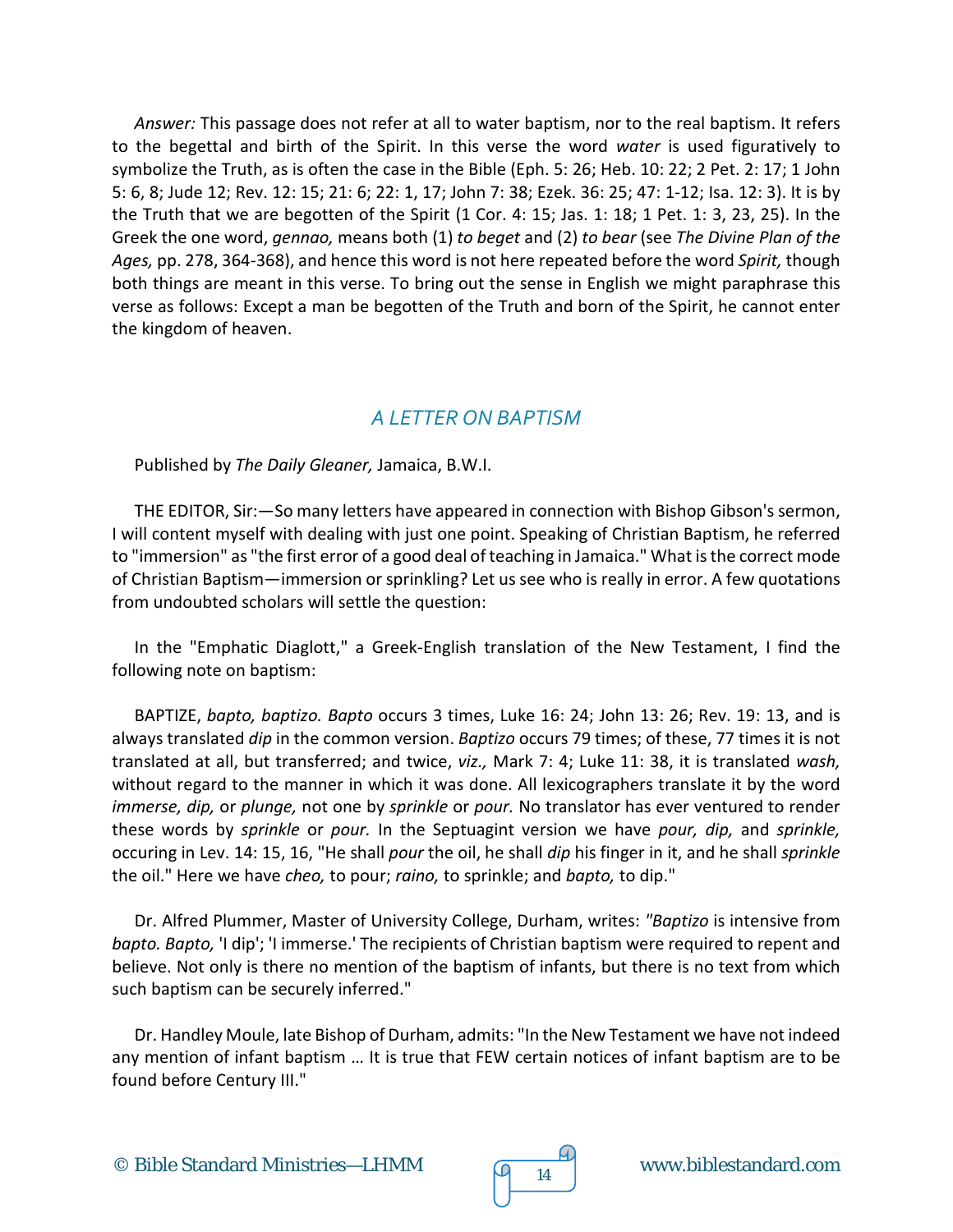*Answer:* This passage does not refer at all to water baptism, nor to the real baptism. It refers to the begettal and birth of the Spirit. In this verse the word *water* is used figuratively to symbolize the Truth, as is often the case in the Bible (Eph. 5: 26; Heb. 10: 22; 2 Pet. 2: 17; 1 John 5: 6, 8; Jude 12; Rev. 12: 15; 21: 6; 22: 1, 17; John 7: 38; Ezek. 36: 25; 47: 1-12; Isa. 12: 3). It is by the Truth that we are begotten of the Spirit (1 Cor. 4: 15; Jas. 1: 18; 1 Pet. 1: 3, 23, 25). In the Greek the one word, *gennao,* means both (1) *to beget* and (2) *to bear* (see *The Divine Plan of the Ages,* pp. 278, 364-368), and hence this word is not here repeated before the word *Spirit,* though both things are meant in this verse. To bring out the sense in English we might paraphrase this verse as follows: Except a man be begotten of the Truth and born of the Spirit, he cannot enter the kingdom of heaven.

## *A LETTER ON BAPTISM*

Published by *The Daily Gleaner,* Jamaica, B.W.I.

THE EDITOR, Sir:—So many letters have appeared in connection with Bishop Gibson's sermon, I will content myself with dealing with just one point. Speaking of Christian Baptism, he referred to "immersion" as "the first error of a good deal of teaching in Jamaica." What is the correct mode of Christian Baptism—immersion or sprinkling? Let us see who is really in error. A few quotations from undoubted scholars will settle the question:

In the "Emphatic Diaglott," a Greek-English translation of the New Testament, I find the following note on baptism:

BAPTIZE, *bapto, baptizo. Bapto* occurs 3 times, Luke 16: 24; John 13: 26; Rev. 19: 13, and is always translated *dip* in the common version. *Baptizo* occurs 79 times; of these, 77 times it is not translated at all, but transferred; and twice, *viz.,* Mark 7: 4; Luke 11: 38, it is translated *wash,* without regard to the manner in which it was done. All lexicographers translate it by the word *immerse, dip,* or *plunge,* not one by *sprinkle* or *pour.* No translator has ever ventured to render these words by *sprinkle* or *pour.* In the Septuagint version we have *pour, dip,* and *sprinkle,* occuring in Lev. 14: 15, 16, "He shall *pour* the oil, he shall *dip* his finger in it, and he shall *sprinkle* the oil." Here we have *cheo,* to pour; *raino,* to sprinkle; and *bapto,* to dip."

Dr. Alfred Plummer, Master of University College, Durham, writes: *"Baptizo* is intensive from *bapto. Bapto,* 'I dip'; 'I immerse.' The recipients of Christian baptism were required to repent and believe. Not only is there no mention of the baptism of infants, but there is no text from which such baptism can be securely inferred."

Dr. Handley Moule, late Bishop of Durham, admits: "In the New Testament we have not indeed any mention of infant baptism … It is true that FEW certain notices of infant baptism are to be found before Century III."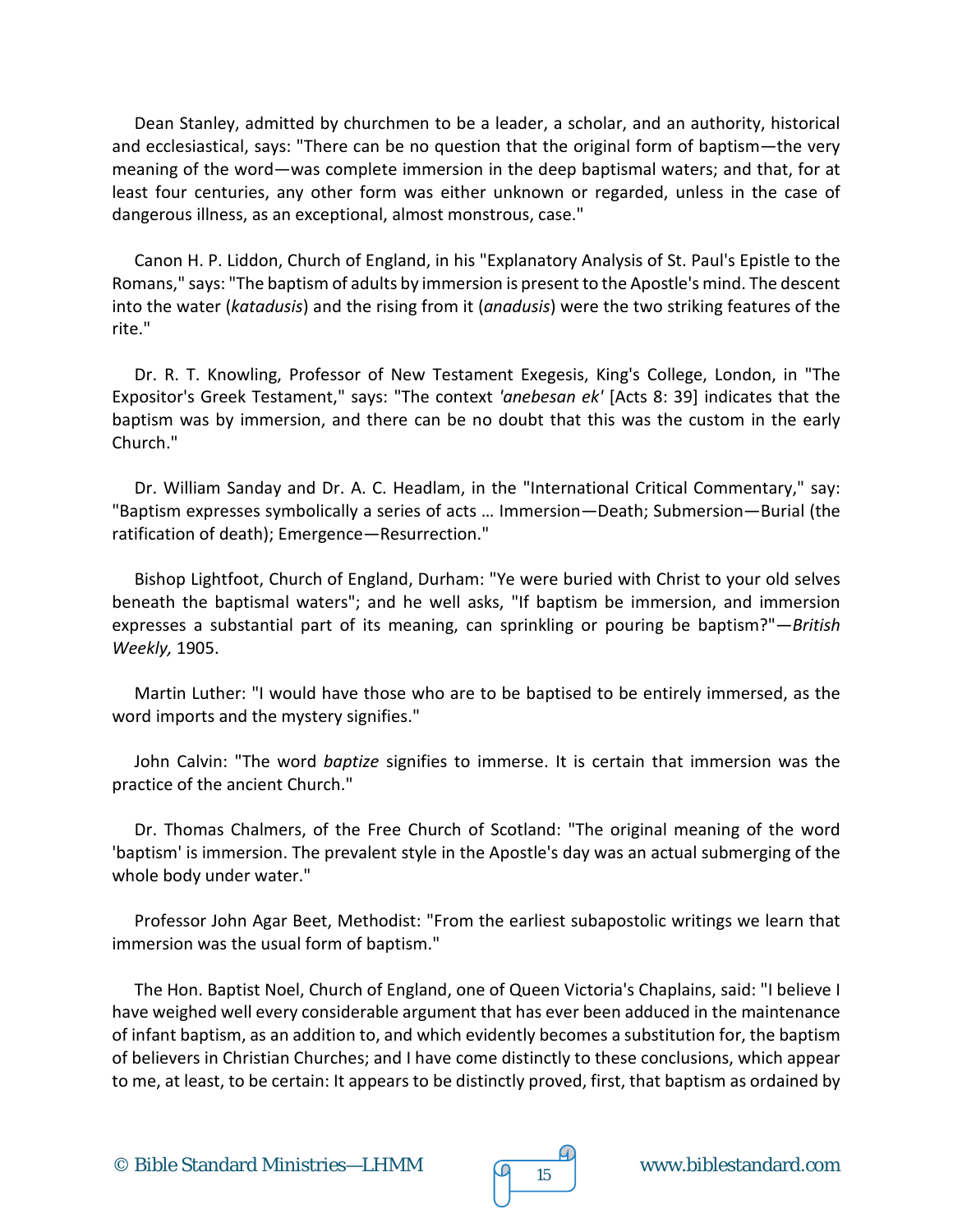Dean Stanley, admitted by churchmen to be a leader, a scholar, and an authority, historical and ecclesiastical, says: "There can be no question that the original form of baptism—the very meaning of the word—was complete immersion in the deep baptismal waters; and that, for at least four centuries, any other form was either unknown or regarded, unless in the case of dangerous illness, as an exceptional, almost monstrous, case."

Canon H. P. Liddon, Church of England, in his "Explanatory Analysis of St. Paul's Epistle to the Romans," says: "The baptism of adults by immersion is present to the Apostle's mind. The descent into the water (*katadusis*) and the rising from it (*anadusis*) were the two striking features of the rite."

Dr. R. T. Knowling, Professor of New Testament Exegesis, King's College, London, in "The Expositor's Greek Testament," says: "The context *'anebesan ek'* [Acts 8: 39] indicates that the baptism was by immersion, and there can be no doubt that this was the custom in the early Church."

Dr. William Sanday and Dr. A. C. Headlam, in the "International Critical Commentary," say: "Baptism expresses symbolically a series of acts … Immersion—Death; Submersion—Burial (the ratification of death); Emergence—Resurrection."

Bishop Lightfoot, Church of England, Durham: "Ye were buried with Christ to your old selves beneath the baptismal waters"; and he well asks, "If baptism be immersion, and immersion expresses a substantial part of its meaning, can sprinkling or pouring be baptism?"—*British Weekly,* 1905.

Martin Luther: "I would have those who are to be baptised to be entirely immersed, as the word imports and the mystery signifies."

John Calvin: "The word *baptize* signifies to immerse. It is certain that immersion was the practice of the ancient Church."

Dr. Thomas Chalmers, of the Free Church of Scotland: "The original meaning of the word 'baptism' is immersion. The prevalent style in the Apostle's day was an actual submerging of the whole body under water."

Professor John Agar Beet, Methodist: "From the earliest subapostolic writings we learn that immersion was the usual form of baptism."

The Hon. Baptist Noel, Church of England, one of Queen Victoria's Chaplains, said: "I believe I have weighed well every considerable argument that has ever been adduced in the maintenance of infant baptism, as an addition to, and which evidently becomes a substitution for, the baptism of believers in Christian Churches; and I have come distinctly to these conclusions, which appear to me, at least, to be certain: It appears to be distinctly proved, first, that baptism as ordained by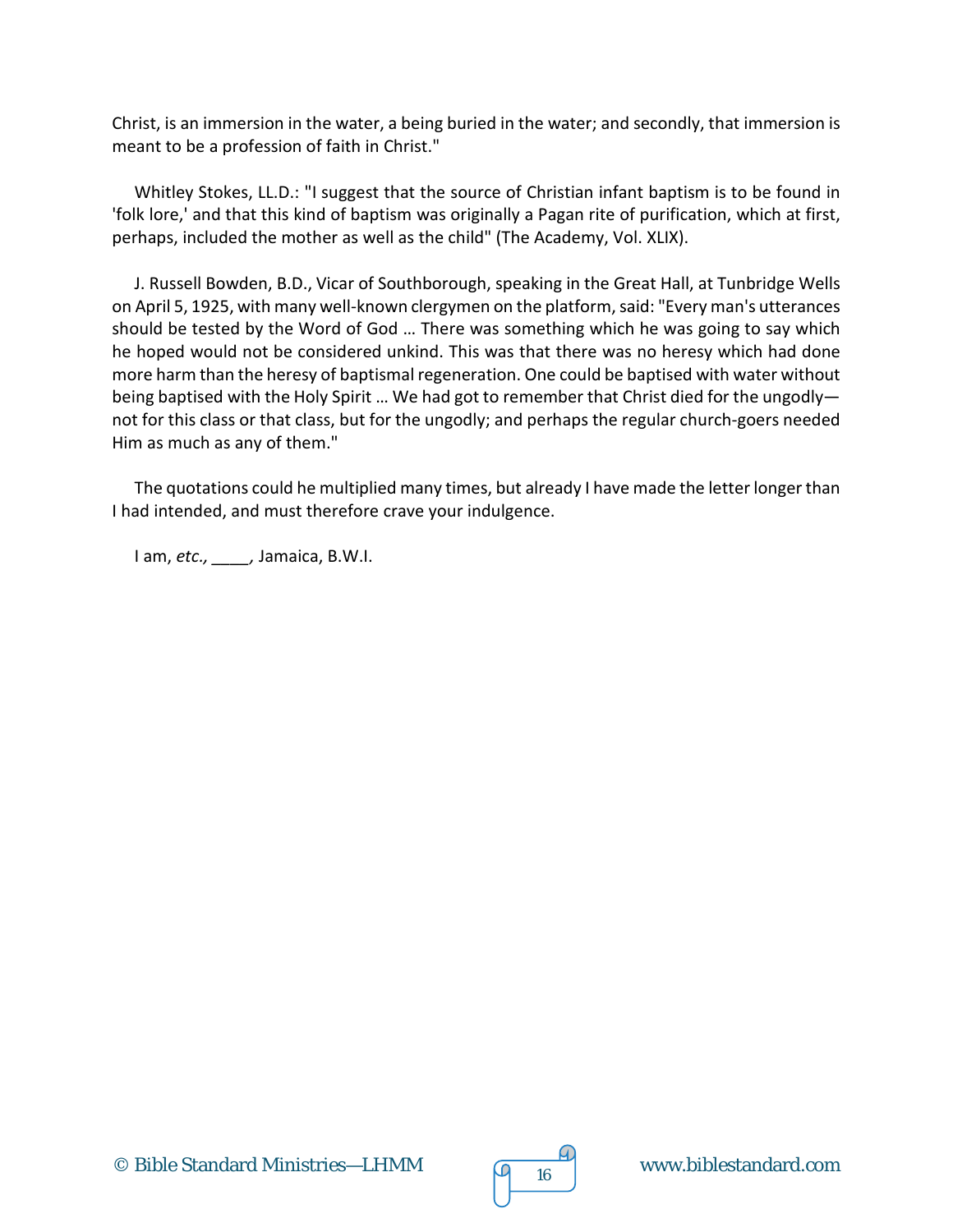Christ, is an immersion in the water, a being buried in the water; and secondly, that immersion is meant to be a profession of faith in Christ."

Whitley Stokes, LL.D.: "I suggest that the source of Christian infant baptism is to be found in 'folk lore,' and that this kind of baptism was originally a Pagan rite of purification, which at first, perhaps, included the mother as well as the child" (The Academy, Vol. XLIX).

J. Russell Bowden, B.D., Vicar of Southborough, speaking in the Great Hall, at Tunbridge Wells on April 5, 1925, with many well-known clergymen on the platform, said: "Every man's utterances should be tested by the Word of God … There was something which he was going to say which he hoped would not be considered unkind. This was that there was no heresy which had done more harm than the heresy of baptismal regeneration. One could be baptised with water without being baptised with the Holy Spirit … We had got to remember that Christ died for the ungodly—not for this class or that class, but for the ungodly; and perhaps the regular church-goers needed Him as much as any of them."

The quotations could he multiplied many times, but already I have made the letter longer than I had intended, and must therefore crave your indulgence.

I am, *etc.,* ____, Jamaica, B.W.I.